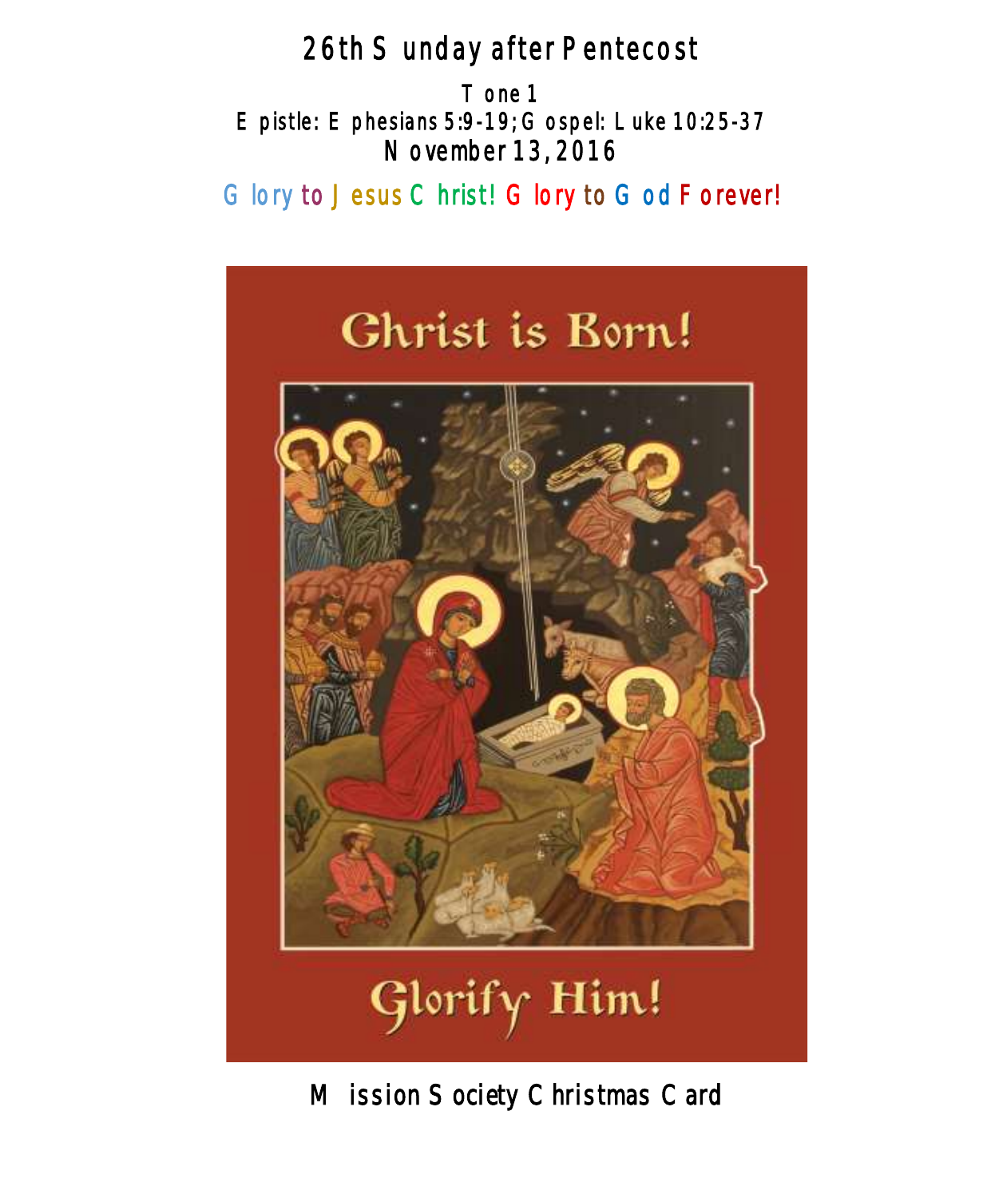# 26th Sunday after Pentecost

Tone 1

Epistle: Ephesians 5:9-19; Gospel: Luke 10:25-37

November 13, 2016

Glory to Jesus Christ! Glory to God Forever!

Christ is Born!

Glorify Him!

Mission Society Christmas Card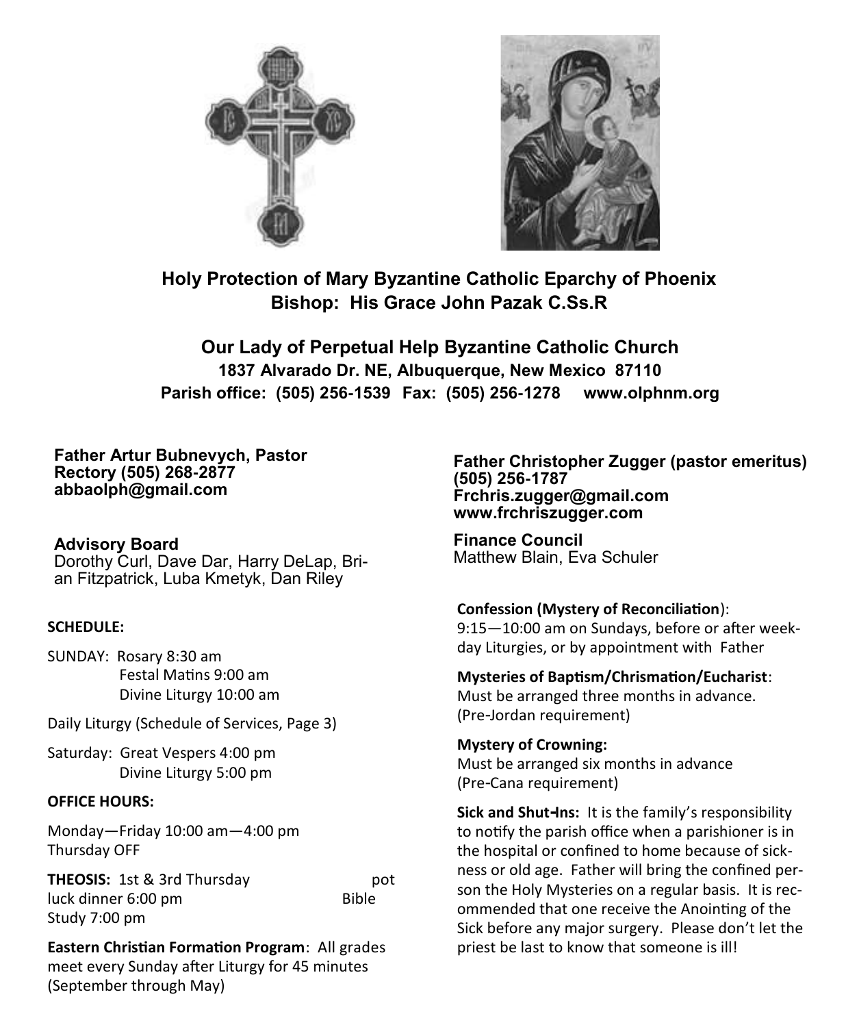**Holy Protection of Mary Byzantine Catholic Eparchy of Phoenix**
**Bishop: His Grace John Pazak C.Ss.R**

## Our Lady of Perpetual Help Byzantine Catholic Church

**1837 Alvarado Dr. NE, Albuquerque, New Mexico 87110**
**Parish office: (505) 256-1539 Fax: (505) 256-1278 www.olphnm.org**

**Father Artur Bubnevych, Pastor**
**Rectory (505) 268-2877**
**abbaolph@gmail.com**

**Advisory Board**
Dorothy Curl, Dave Dar, Harry DeLap, Brian Fitzpatrick, Luba Kmetyk, Dan Riley

**SCHEDULE:**

SUNDAY: Rosary 8:30 am
Festal Matins 9:00 am
Divine Liturgy 10:00 am

Daily Liturgy (Schedule of Services, Page 3)

Saturday: Great Vespers 4:00 pm
Divine Liturgy 5:00 pm

**OFFICE HOURS:**

Monday—Friday 10:00 am—4:00 pm
Thursday OFF

**THEOSIS:** 1st & 3rd Thursday pot luck dinner 6:00 pm Bible Study 7:00 pm

**Eastern Christian Formation Program**: All grades meet every Sunday after Liturgy for 45 minutes (September through May)

**Father Christopher Zugger (pastor emeritus)**
**(505) 256-1787**
**Frchris.zugger@gmail.com**
**www.frchriszugger.com**

**Finance Council**
Matthew Blain, Eva Schuler

**Confession (Mystery of Reconciliation)**:
9:15—10:00 am on Sundays, before or after weekday Liturgies, or by appointment with Father

**Mysteries of Baptism/Chrismation/Eucharist**:
Must be arranged three months in advance. (Pre-Jordan requirement)

**Mystery of Crowning:**
Must be arranged six months in advance (Pre-Cana requirement)

**Sick and Shut-Ins:** It is the family's responsibility to notify the parish office when a parishioner is in the hospital or confined to home because of sickness or old age. Father will bring the confined person the Holy Mysteries on a regular basis. It is recommended that one receive the Anointing of the Sick before any major surgery. Please don't let the priest be last to know that someone is ill!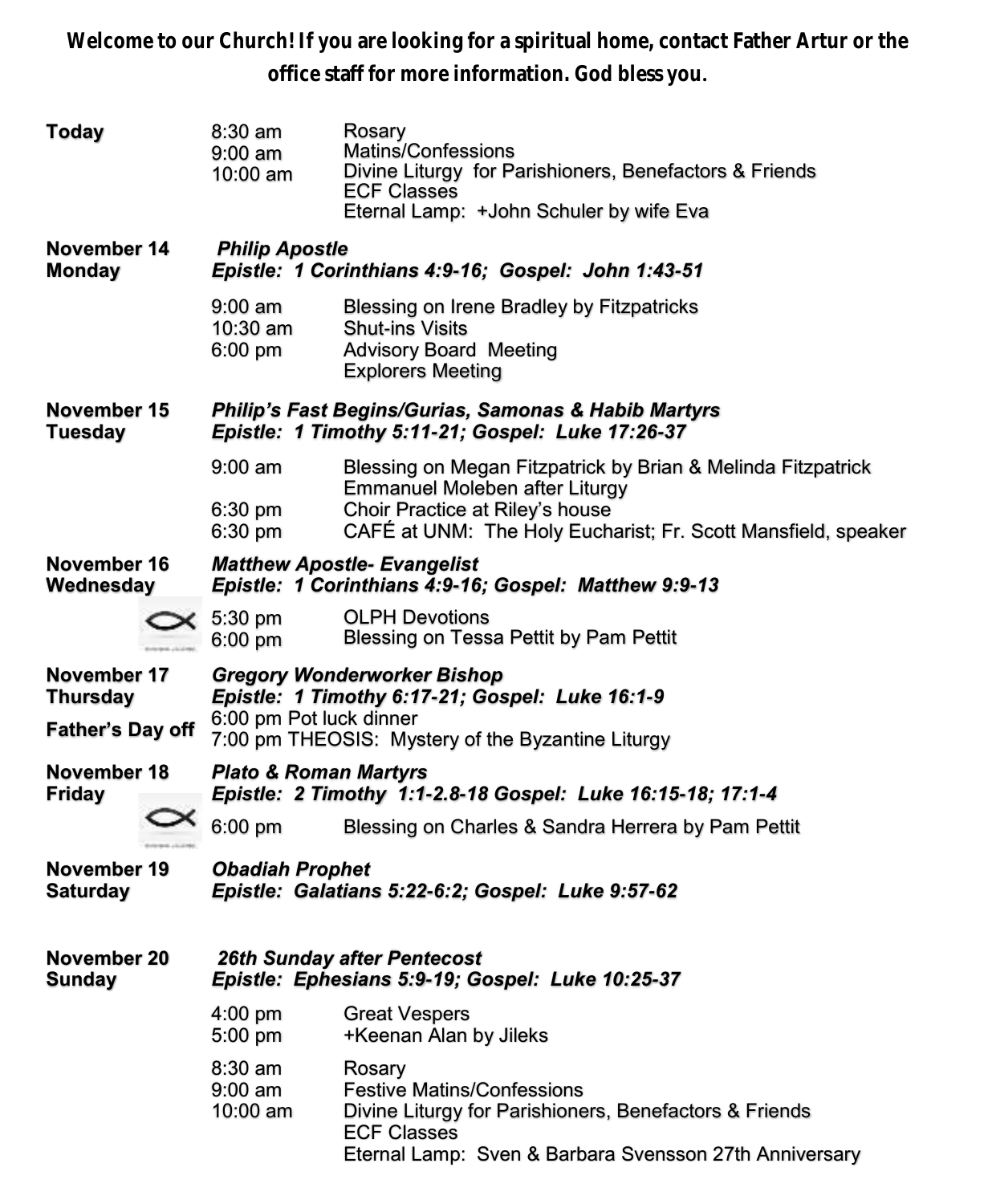**Welcome to our Church! If you are looking for a spiritual home, contact Father Artur or the office staff for more information. God bless you.**

**Today**

| | |
|---|---|
| 8:30 am | Rosary |
| 9:00 am | Matins/Confessions |
| 10:00 am | Divine Liturgy for Parishioners, Benefactors & Friends |
| | ECF Classes |
| | Eternal Lamp: +John Schuler by wife Eva |

**November 14 Monday** — ***Philip Apostle***
***Epistle: 1 Corinthians 4:9-16; Gospel: John 1:43-51***

| | |
|---|---|
| 9:00 am | Blessing on Irene Bradley by Fitzpatricks |
| 10:30 am | Shut-ins Visits |
| 6:00 pm | Advisory Board Meeting |
| | Explorers Meeting |

**November 15 Tuesday** — ***Philip's Fast Begins/Gurias, Samonas & Habib Martyrs***
***Epistle: 1 Timothy 5:11-21; Gospel: Luke 17:26-37***

| | |
|---|---|
| 9:00 am | Blessing on Megan Fitzpatrick by Brian & Melinda Fitzpatrick |
| | Emmanuel Moleben after Liturgy |
| 6:30 pm | Choir Practice at Riley's house |
| 6:30 pm | CAFÉ at UNM: The Holy Eucharist; Fr. Scott Mansfield, speaker |

**November 16 Wednesday** — ***Matthew Apostle- Evangelist***
***Epistle: 1 Corinthians 4:9-16; Gospel: Matthew 9:9-13***

| | |
|---|---|
| 5:30 pm | OLPH Devotions |
| 6:00 pm | Blessing on Tessa Pettit by Pam Pettit |

**November 17 Thursday** — ***Gregory Wonderworker Bishop***
***Epistle: 1 Timothy 6:17-21; Gospel: Luke 16:1-9***

**Father's Day off**

6:00 pm Pot luck dinner
7:00 pm THEOSIS: Mystery of the Byzantine Liturgy

**November 18 Friday** — ***Plato & Roman Martyrs***
***Epistle: 2 Timothy 1:1-2.8-18 Gospel: Luke 16:15-18; 17:1-4***

| | |
|---|---|
| 6:00 pm | Blessing on Charles & Sandra Herrera by Pam Pettit |

**November 19 Saturday** — ***Obadiah Prophet***
***Epistle: Galatians 5:22-6:2; Gospel: Luke 9:57-62***

**November 20 Sunday** — ***26th Sunday after Pentecost***
***Epistle: Ephesians 5:9-19; Gospel: Luke 10:25-37***

| | |
|---|---|
| 4:00 pm | Great Vespers |
| 5:00 pm | +Keenan Alan by Jileks |
| 8:30 am | Rosary |
| 9:00 am | Festive Matins/Confessions |
| 10:00 am | Divine Liturgy for Parishioners, Benefactors & Friends |
| | ECF Classes |
| | Eternal Lamp: Sven & Barbara Svensson 27th Anniversary |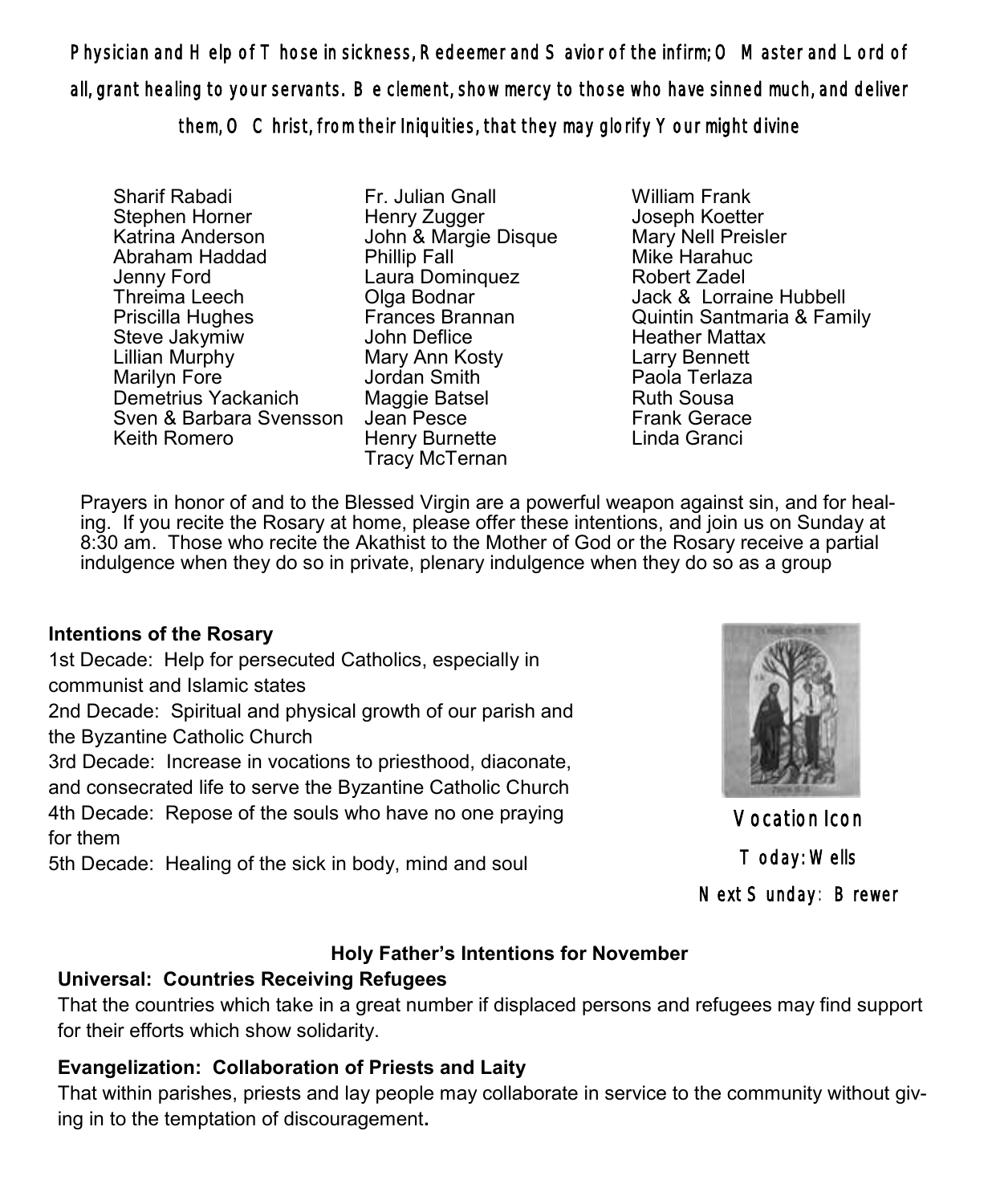Physician and Help of Those in sickness, Redeemer and Savior of the infirm; O Master and Lord of all, grant healing to your servants. Be clement, show mercy to those who have sinned much, and deliver them, O Christ, from their Iniquities, that they may glorify Your might divine

Sharif Rabadi
Stephen Horner
Katrina Anderson
Abraham Haddad
Jenny Ford
Threima Leech
Priscilla Hughes
Steve Jakymiw
Lillian Murphy
Marilyn Fore
Demetrius Yackanich
Sven & Barbara Svensson
Keith Romero
Fr. Julian Gnall
Henry Zugger
John & Margie Disque
Phillip Fall
Laura Dominquez
Olga Bodnar
Frances Brannan
John Deflice
Mary Ann Kosty
Jordan Smith
Maggie Batsel
Jean Pesce
Henry Burnette
Tracy McTernan
William Frank
Joseph Koetter
Mary Nell Preisler
Mike Harahuc
Robert Zadel
Jack & Lorraine Hubbell
Quintin Santmaria & Family
Heather Mattax
Larry Bennett
Paola Terlaza
Ruth Sousa
Frank Gerace
Linda Granci

Prayers in honor of and to the Blessed Virgin are a powerful weapon against sin, and for healing. If you recite the Rosary at home, please offer these intentions, and join us on Sunday at 8:30 am. Those who recite the Akathist to the Mother of God or the Rosary receive a partial indulgence when they do so in private, plenary indulgence when they do so as a group

**Intentions of the Rosary**

1st Decade: Help for persecuted Catholics, especially in communist and Islamic states
2nd Decade: Spiritual and physical growth of our parish and the Byzantine Catholic Church
3rd Decade: Increase in vocations to priesthood, diaconate, and consecrated life to serve the Byzantine Catholic Church
4th Decade: Repose of the souls who have no one praying for them
5th Decade: Healing of the sick in body, mind and soul

Vocation Icon
Today: Wells
Next Sunday: Brewer

**Holy Father's Intentions for November**

**Universal: Countries Receiving Refugees**

That the countries which take in a great number if displaced persons and refugees may find support for their efforts which show solidarity.

**Evangelization: Collaboration of Priests and Laity**

That within parishes, priests and lay people may collaborate in service to the community without giving in to the temptation of discouragement.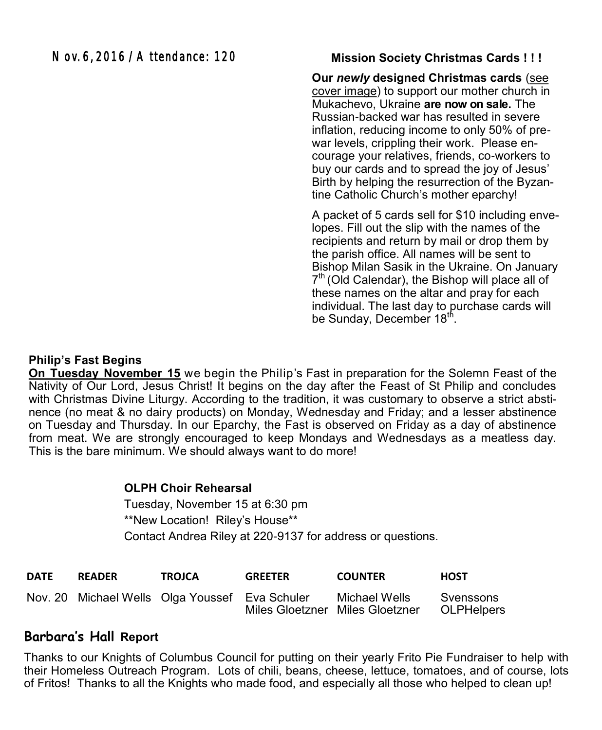Nov. 6, 2016 / Attendance: 120

### Mission Society Christmas Cards ! ! !

**Our *newly* designed Christmas cards** (see cover image) to support our mother church in Mukachevo, Ukraine **are now on sale.** The Russian-backed war has resulted in severe inflation, reducing income to only 50% of pre-war levels, crippling their work. Please encourage your relatives, friends, co-workers to buy our cards and to spread the joy of Jesus' Birth by helping the resurrection of the Byzantine Catholic Church's mother eparchy!

A packet of 5 cards sell for $10 including envelopes. Fill out the slip with the names of the recipients and return by mail or drop them by the parish office. All names will be sent to Bishop Milan Sasik in the Ukraine. On January 7th (Old Calendar), the Bishop will place all of these names on the altar and pray for each individual. The last day to purchase cards will be Sunday, December 18th.

### Philip's Fast Begins

**On Tuesday November 15** we begin the Philip's Fast in preparation for the Solemn Feast of the Nativity of Our Lord, Jesus Christ! It begins on the day after the Feast of St Philip and concludes with Christmas Divine Liturgy. According to the tradition, it was customary to observe a strict abstinence (no meat & no dairy products) on Monday, Wednesday and Friday; and a lesser abstinence on Tuesday and Thursday. In our Eparchy, the Fast is observed on Friday as a day of abstinence from meat. We are strongly encouraged to keep Mondays and Wednesdays as a meatless day. This is the bare minimum. We should always want to do more!

### OLPH Choir Rehearsal

Tuesday, November 15 at 6:30 pm

**New Location! Riley's House**

Contact Andrea Riley at 220-9137 for address or questions.

| DATE | READER | TROJCA | GREETER | COUNTER | HOST |
|---|---|---|---|---|---|
| Nov. 20 | Michael Wells | Olga Youssef | Eva Schuler<br>Miles Gloetzner | Michael Wells<br>Miles Gloetzner | Svenssons<br>OLPHelpers |

### Barbara's Hall Report

Thanks to our Knights of Columbus Council for putting on their yearly Frito Pie Fundraiser to help with their Homeless Outreach Program. Lots of chili, beans, cheese, lettuce, tomatoes, and of course, lots of Fritos! Thanks to all the Knights who made food, and especially all those who helped to clean up!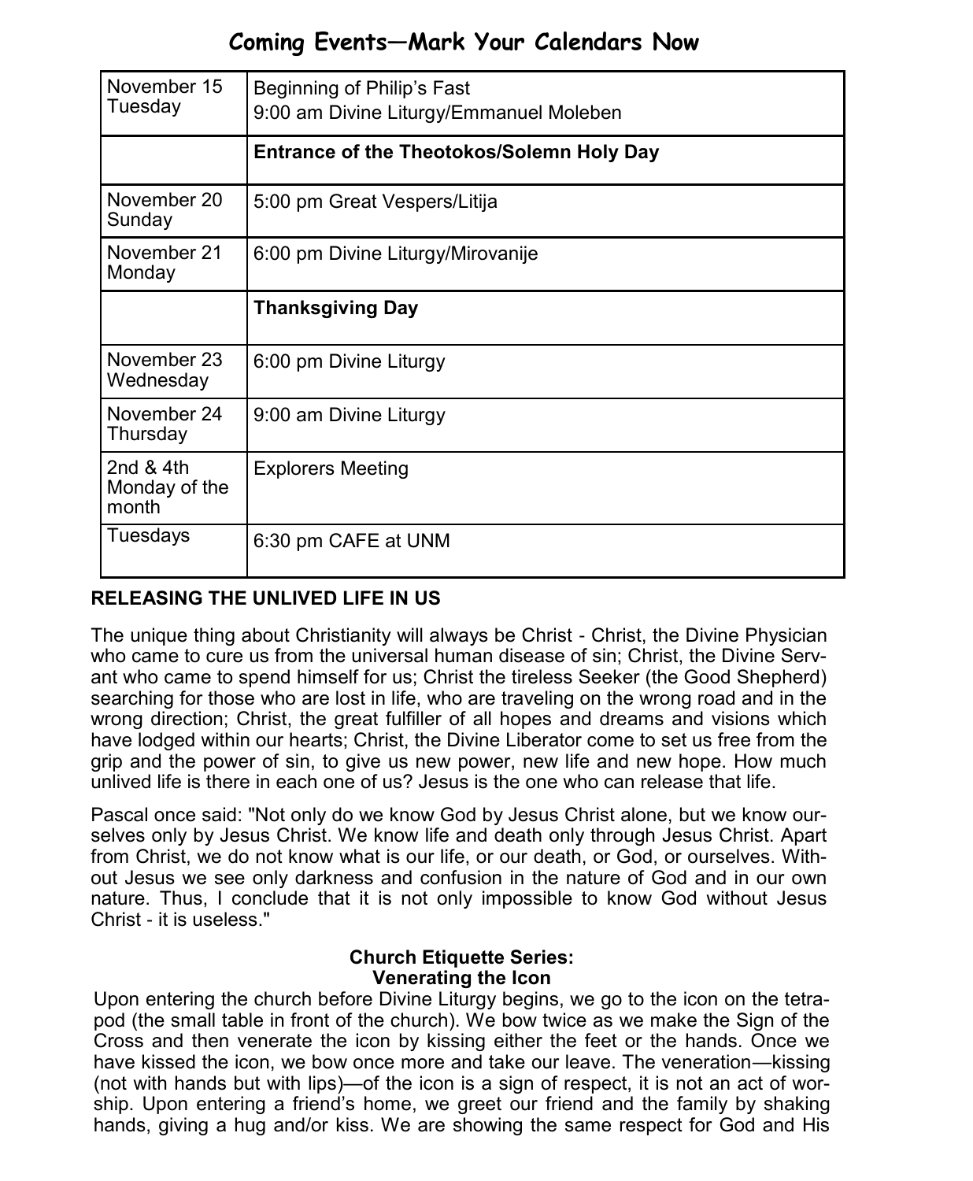## Coming Events—Mark Your Calendars Now

| | |
|---|---|
| November 15 Tuesday | Beginning of Philip's Fast<br>9:00 am Divine Liturgy/Emmanuel Moleben |
| | **Entrance of the Theotokos/Solemn Holy Day** |
| November 20 Sunday | 5:00 pm Great Vespers/Litija |
| November 21 Monday | 6:00 pm Divine Liturgy/Mirovanije |
| | **Thanksgiving Day** |
| November 23 Wednesday | 6:00 pm Divine Liturgy |
| November 24 Thursday | 9:00 am Divine Liturgy |
| 2nd & 4th Monday of the month | Explorers Meeting |
| Tuesdays | 6:30 pm CAFE at UNM |

**RELEASING THE UNLIVED LIFE IN US**

The unique thing about Christianity will always be Christ - Christ, the Divine Physician who came to cure us from the universal human disease of sin; Christ, the Divine Servant who came to spend himself for us; Christ the tireless Seeker (the Good Shepherd) searching for those who are lost in life, who are traveling on the wrong road and in the wrong direction; Christ, the great fulfiller of all hopes and dreams and visions which have lodged within our hearts; Christ, the Divine Liberator come to set us free from the grip and the power of sin, to give us new power, new life and new hope. How much unlived life is there in each one of us? Jesus is the one who can release that life.

Pascal once said: "Not only do we know God by Jesus Christ alone, but we know ourselves only by Jesus Christ. We know life and death only through Jesus Christ. Apart from Christ, we do not know what is our life, or our death, or God, or ourselves. Without Jesus we see only darkness and confusion in the nature of God and in our own nature. Thus, I conclude that it is not only impossible to know God without Jesus Christ - it is useless."

**Church Etiquette Series:**
**Venerating the Icon**

Upon entering the church before Divine Liturgy begins, we go to the icon on the tetrapod (the small table in front of the church). We bow twice as we make the Sign of the Cross and then venerate the icon by kissing either the feet or the hands. Once we have kissed the icon, we bow once more and take our leave. The veneration—kissing (not with hands but with lips)—of the icon is a sign of respect, it is not an act of worship. Upon entering a friend's home, we greet our friend and the family by shaking hands, giving a hug and/or kiss. We are showing the same respect for God and His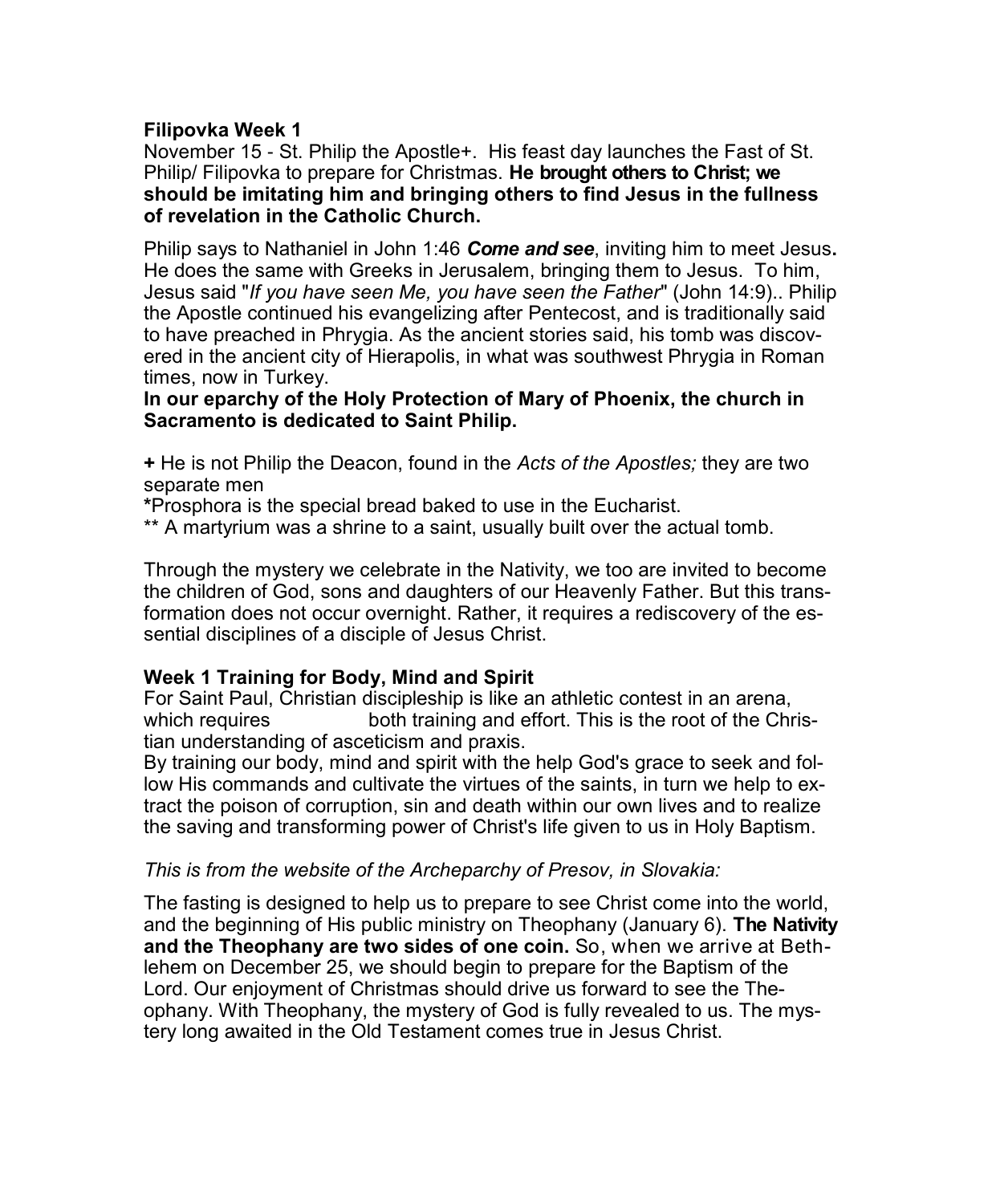**Filipovka Week 1**

November 15 - St. Philip the Apostle+. His feast day launches the Fast of St. Philip/ Filipovka to prepare for Christmas. **He brought others to Christ; we should be imitating him and bringing others to find Jesus in the fullness of revelation in the Catholic Church.**

Philip says to Nathaniel in John 1:46 ***Come and see***, inviting him to meet Jesus**.** He does the same with Greeks in Jerusalem, bringing them to Jesus. To him, Jesus said "*If you have seen Me, you have seen the Father*" (John 14:9).. Philip the Apostle continued his evangelizing after Pentecost, and is traditionally said to have preached in Phrygia. As the ancient stories said, his tomb was discovered in the ancient city of Hierapolis, in what was southwest Phrygia in Roman times, now in Turkey.

**In our eparchy of the Holy Protection of Mary of Phoenix, the church in Sacramento is dedicated to Saint Philip.**

**+** He is not Philip the Deacon, found in the *Acts of the Apostles;* they are two separate men

**\***Prosphora is the special bread baked to use in the Eucharist.

\*\* A martyrium was a shrine to a saint, usually built over the actual tomb.

Through the mystery we celebrate in the Nativity, we too are invited to become the children of God, sons and daughters of our Heavenly Father. But this transformation does not occur overnight. Rather, it requires a rediscovery of the essential disciplines of a disciple of Jesus Christ.

**Week 1 Training for Body, Mind and Spirit**

For Saint Paul, Christian discipleship is like an athletic contest in an arena, which requires both training and effort. This is the root of the Christian understanding of asceticism and praxis.

By training our body, mind and spirit with the help God's grace to seek and follow His commands and cultivate the virtues of the saints, in turn we help to extract the poison of corruption, sin and death within our own lives and to realize the saving and transforming power of Christ's life given to us in Holy Baptism.

*This is from the website of the Archeparchy of Presov, in Slovakia:*

The fasting is designed to help us to prepare to see Christ come into the world, and the beginning of His public ministry on Theophany (January 6). **The Nativity and the Theophany are two sides of one coin.** So, when we arrive at Bethlehem on December 25, we should begin to prepare for the Baptism of the Lord. Our enjoyment of Christmas should drive us forward to see the Theophany. With Theophany, the mystery of God is fully revealed to us. The mystery long awaited in the Old Testament comes true in Jesus Christ.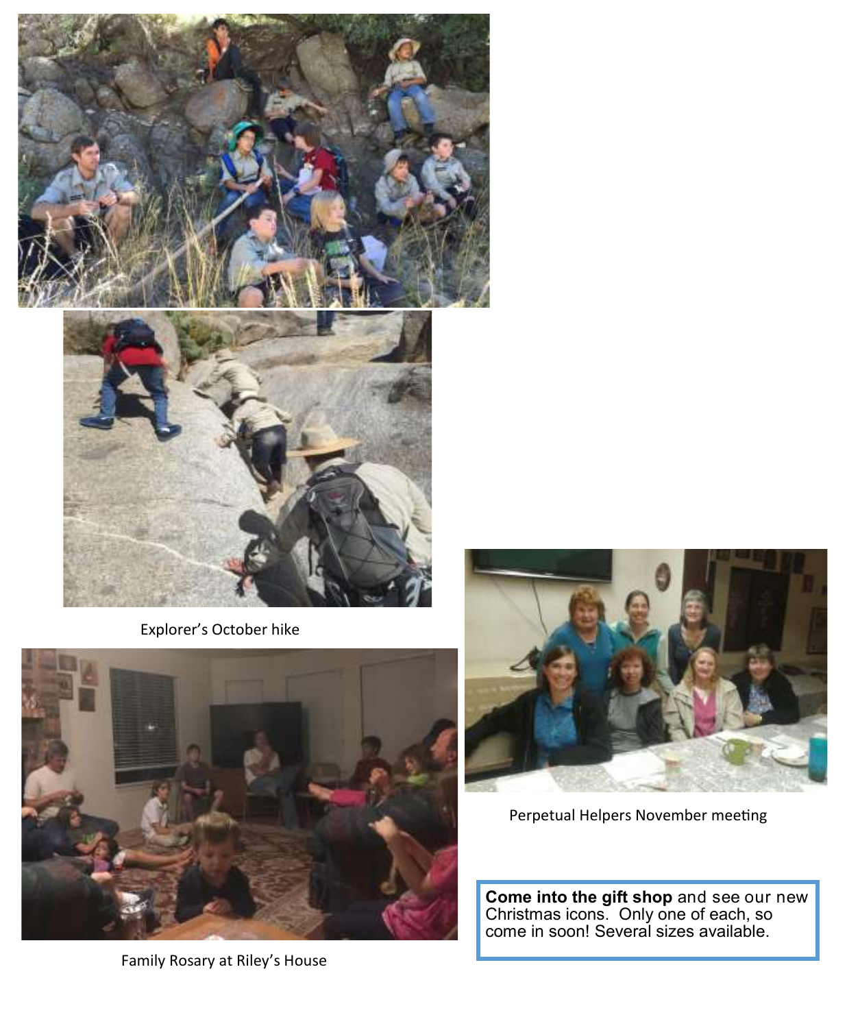Explorer's October hike

Perpetual Helpers November meeting

Family Rosary at Riley's House

**Come into the gift shop** and see our new Christmas icons. Only one of each, so come in soon! Several sizes available.